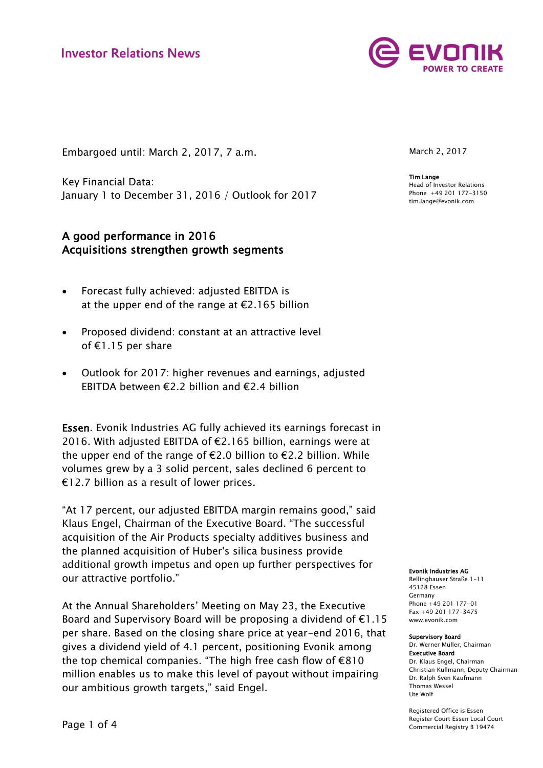Investor Relations News

EVONIK POWER TO CREATE

Embargoed until: March 2, 2017, 7 a.m.

Key Financial Data:
January 1 to December 31, 2016 / Outlook for 2017

March 2, 2017

**Tim Lange**
Head of Investor Relations
Phone +49 201 177-3150
tim.lange@evonik.com

## A good performance in 2016
## Acquisitions strengthen growth segments

- Forecast fully achieved: adjusted EBITDA is at the upper end of the range at €2.165 billion
- Proposed dividend: constant at an attractive level of €1.15 per share
- Outlook for 2017: higher revenues and earnings, adjusted EBITDA between €2.2 billion and €2.4 billion

**Essen**. Evonik Industries AG fully achieved its earnings forecast in 2016. With adjusted EBITDA of €2.165 billion, earnings were at the upper end of the range of €2.0 billion to €2.2 billion. While volumes grew by a 3 solid percent, sales declined 6 percent to €12.7 billion as a result of lower prices.

"At 17 percent, our adjusted EBITDA margin remains good," said Klaus Engel, Chairman of the Executive Board. "The successful acquisition of the Air Products specialty additives business and the planned acquisition of Huber's silica business provide additional growth impetus and open up further perspectives for our attractive portfolio."

At the Annual Shareholders' Meeting on May 23, the Executive Board and Supervisory Board will be proposing a dividend of €1.15 per share. Based on the closing share price at year-end 2016, that gives a dividend yield of 4.1 percent, positioning Evonik among the top chemical companies. "The high free cash flow of €810 million enables us to make this level of payout without impairing our ambitious growth targets," said Engel.

**Evonik Industries AG**
Rellinghauser Straße 1-11
45128 Essen
Germany
Phone +49 201 177-01
Fax +49 201 177-3475
www.evonik.com

**Supervisory Board**
Dr. Werner Müller, Chairman
**Executive Board**
Dr. Klaus Engel, Chairman
Christian Kullmann, Deputy Chairman
Dr. Ralph Sven Kaufmann
Thomas Wessel
Ute Wolf

Registered Office is Essen
Register Court Essen Local Court
Commercial Registry B 19474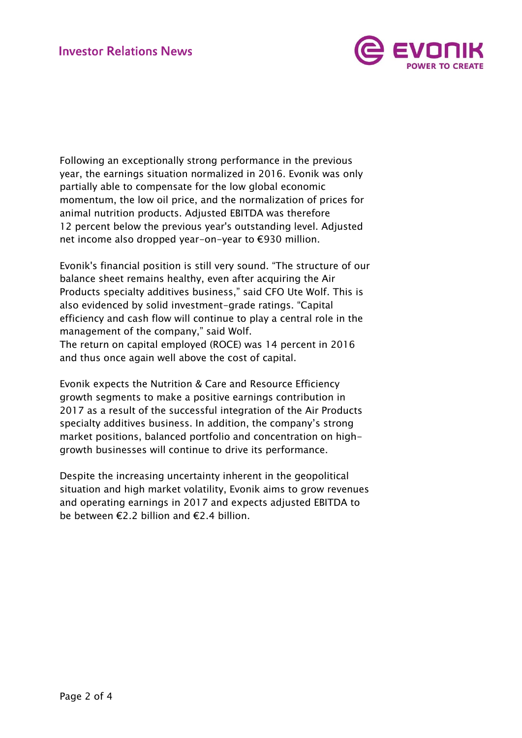Following an exceptionally strong performance in the previous year, the earnings situation normalized in 2016. Evonik was only partially able to compensate for the low global economic momentum, the low oil price, and the normalization of prices for animal nutrition products. Adjusted EBITDA was therefore 12 percent below the previous year's outstanding level. Adjusted net income also dropped year-on-year to €930 million.

Evonik's financial position is still very sound. "The structure of our balance sheet remains healthy, even after acquiring the Air Products specialty additives business," said CFO Ute Wolf. This is also evidenced by solid investment-grade ratings. "Capital efficiency and cash flow will continue to play a central role in the management of the company," said Wolf.
The return on capital employed (ROCE) was 14 percent in 2016 and thus once again well above the cost of capital.

Evonik expects the Nutrition & Care and Resource Efficiency growth segments to make a positive earnings contribution in 2017 as a result of the successful integration of the Air Products specialty additives business. In addition, the company's strong market positions, balanced portfolio and concentration on high-growth businesses will continue to drive its performance.

Despite the increasing uncertainty inherent in the geopolitical situation and high market volatility, Evonik aims to grow revenues and operating earnings in 2017 and expects adjusted EBITDA to be between €2.2 billion and €2.4 billion.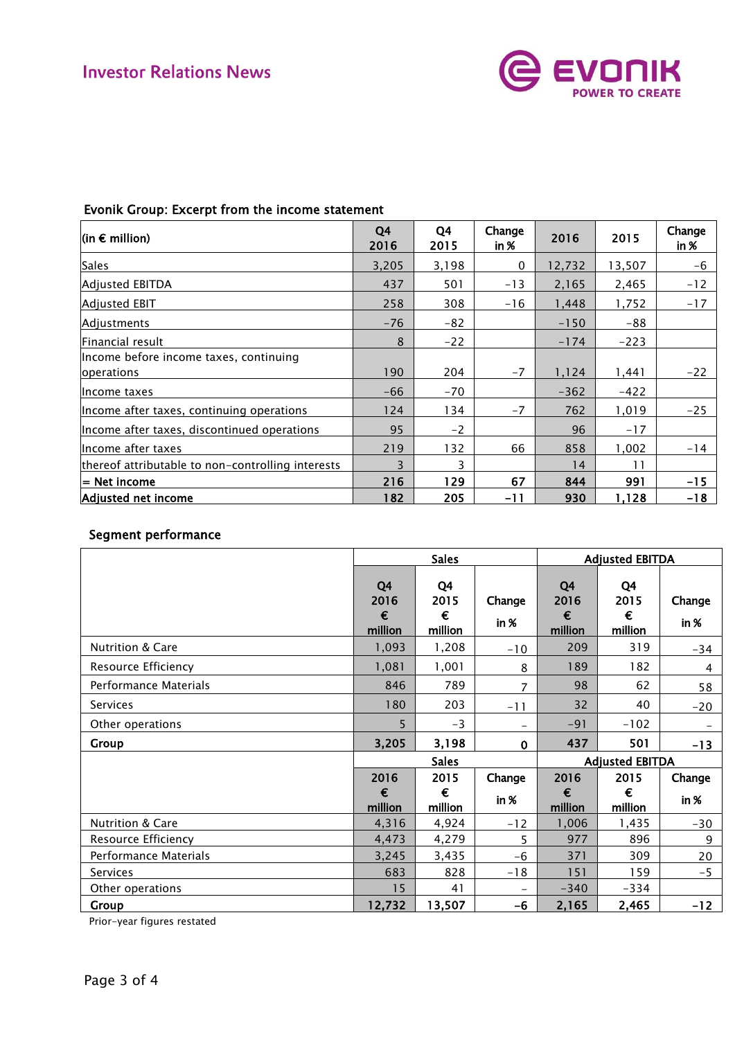### Evonik Group: Excerpt from the income statement

| (in € million) | Q4 2016 | Q4 2015 | Change in % | 2016 | 2015 | Change in % |
|---|---|---|---|---|---|---|
| Sales | 3,205 | 3,198 | 0 | 12,732 | 13,507 | -6 |
| Adjusted EBITDA | 437 | 501 | -13 | 2,165 | 2,465 | -12 |
| Adjusted EBIT | 258 | 308 | -16 | 1,448 | 1,752 | -17 |
| Adjustments | -76 | -82 | | -150 | -88 | |
| Financial result | 8 | -22 | | -174 | -223 | |
| Income before income taxes, continuing operations | 190 | 204 | -7 | 1,124 | 1,441 | -22 |
| Income taxes | -66 | -70 | | -362 | -422 | |
| Income after taxes, continuing operations | 124 | 134 | -7 | 762 | 1,019 | -25 |
| Income after taxes, discontinued operations | 95 | -2 | | 96 | -17 | |
| Income after taxes | 219 | 132 | 66 | 858 | 1,002 | -14 |
| thereof attributable to non-controlling interests | 3 | 3 | | 14 | 11 | |
| **= Net income** | **216** | **129** | **67** | **844** | **991** | **-15** |
| **Adjusted net income** | **182** | **205** | **-11** | **930** | **1,128** | **-18** |

### Segment performance

| | Sales | | | Adjusted EBITDA | | |
|---|---|---|---|---|---|---|
| | Q4 2016 € million | Q4 2015 € million | Change in % | Q4 2016 € million | Q4 2015 € million | Change in % |
| Nutrition & Care | 1,093 | 1,208 | -10 | 209 | 319 | -34 |
| Resource Efficiency | 1,081 | 1,001 | 8 | 189 | 182 | 4 |
| Performance Materials | 846 | 789 | 7 | 98 | 62 | 58 |
| Services | 180 | 203 | -11 | 32 | 40 | -20 |
| Other operations | 5 | -3 | – | -91 | -102 | – |
| **Group** | **3,205** | **3,198** | **0** | **437** | **501** | **-13** |

| | Sales | | | Adjusted EBITDA | | |
|---|---|---|---|---|---|---|
| | 2016 € million | 2015 € million | Change in % | 2016 € million | 2015 € million | Change in % |
| Nutrition & Care | 4,316 | 4,924 | -12 | 1,006 | 1,435 | -30 |
| Resource Efficiency | 4,473 | 4,279 | 5 | 977 | 896 | 9 |
| Performance Materials | 3,245 | 3,435 | -6 | 371 | 309 | 20 |
| Services | 683 | 828 | -18 | 151 | 159 | -5 |
| Other operations | 15 | 41 | – | -340 | -334 | |
| **Group** | **12,732** | **13,507** | **-6** | **2,165** | **2,465** | **-12** |

Prior-year figures restated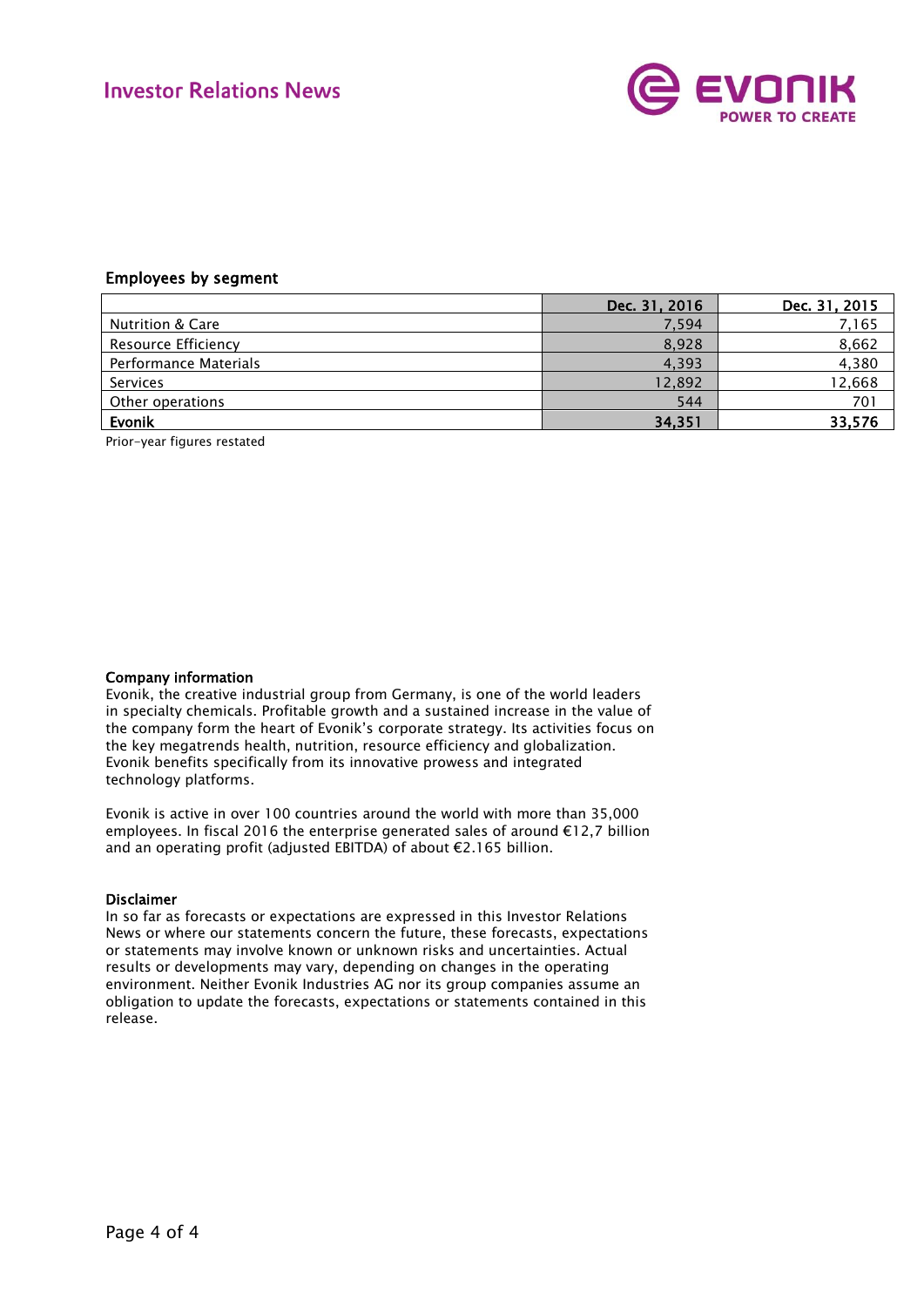### Employees by segment

| | Dec. 31, 2016 | Dec. 31, 2015 |
|---|---|---|
| Nutrition & Care | 7,594 | 7,165 |
| Resource Efficiency | 8,928 | 8,662 |
| Performance Materials | 4,393 | 4,380 |
| Services | 12,892 | 12,668 |
| Other operations | 544 | 701 |
| **Evonik** | **34,351** | **33,576** |

Prior-year figures restated

**Company information**

Evonik, the creative industrial group from Germany, is one of the world leaders in specialty chemicals. Profitable growth and a sustained increase in the value of the company form the heart of Evonik's corporate strategy. Its activities focus on the key megatrends health, nutrition, resource efficiency and globalization. Evonik benefits specifically from its innovative prowess and integrated technology platforms.

Evonik is active in over 100 countries around the world with more than 35,000 employees. In fiscal 2016 the enterprise generated sales of around €12,7 billion and an operating profit (adjusted EBITDA) of about €2.165 billion.

**Disclaimer**

In so far as forecasts or expectations are expressed in this Investor Relations News or where our statements concern the future, these forecasts, expectations or statements may involve known or unknown risks and uncertainties. Actual results or developments may vary, depending on changes in the operating environment. Neither Evonik Industries AG nor its group companies assume an obligation to update the forecasts, expectations or statements contained in this release.